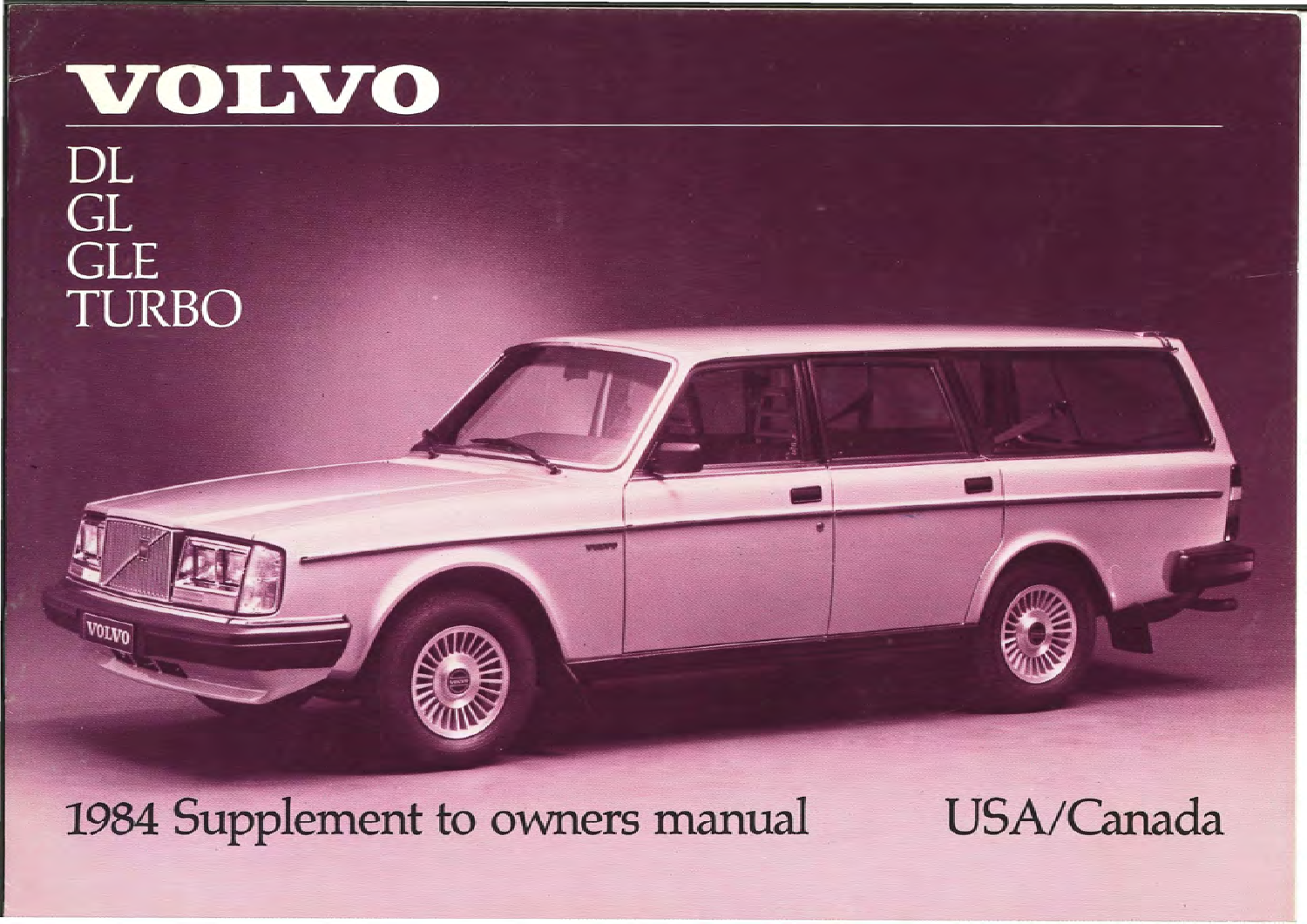# VOLVO

DL
GL
GLE
TURBO

1984 Supplement to owners manual

USA/Canada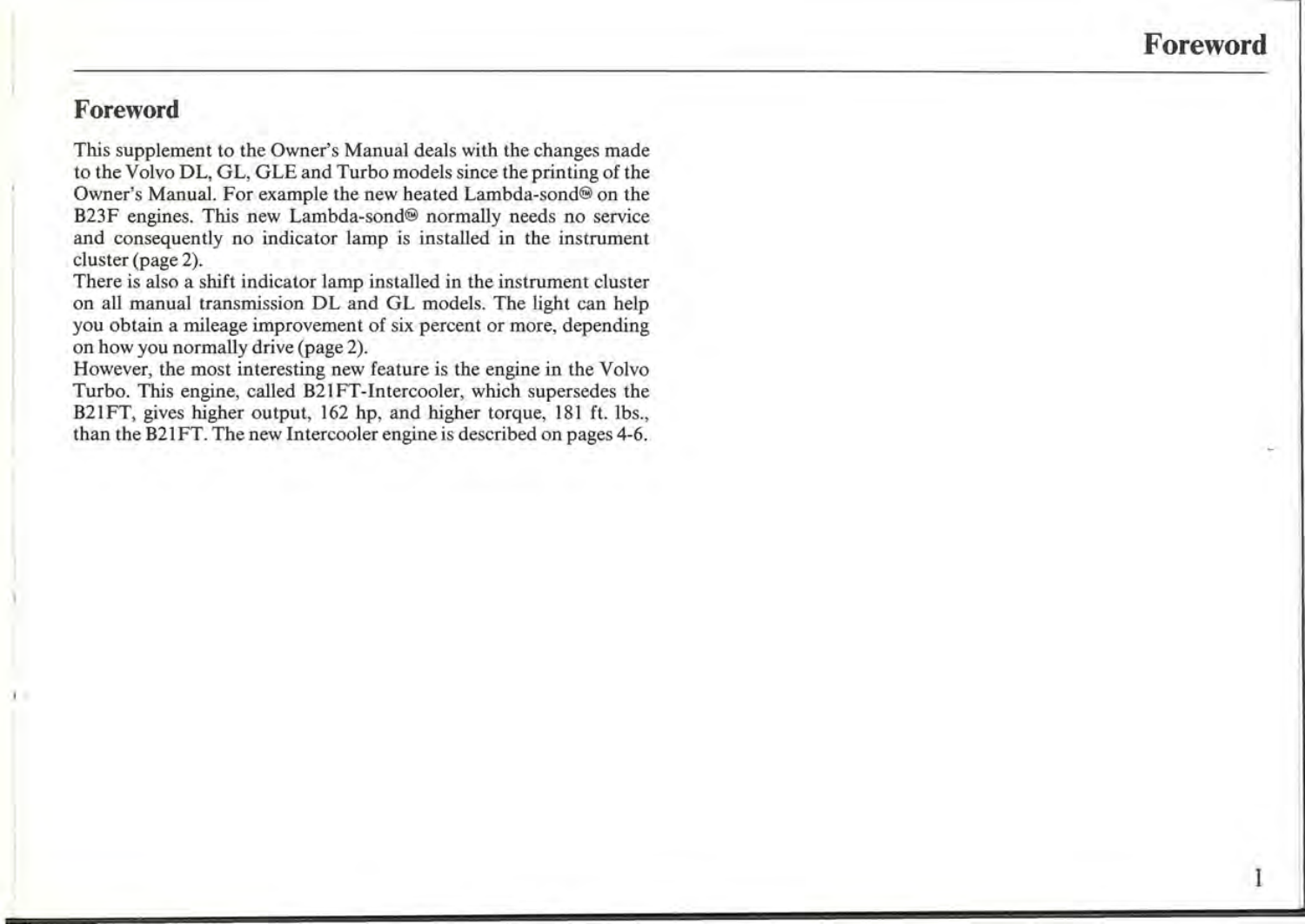# Foreword

This supplement to the Owner's Manual deals with the changes made to the Volvo DL, GL, GLE and Turbo models since the printing of the Owner's Manual. For example the new heated Lambda-sond® on the B23F engines. This new Lambda-sond® normally needs no service and consequently no indicator lamp is installed in the instrument cluster (page 2).

There is also a shift indicator lamp installed in the instrument cluster on all manual transmission DL and GL models. The light can help you obtain a mileage improvement of six percent or more, depending on how you normally drive (page 2).

However, the most interesting new feature is the engine in the Volvo Turbo. This engine, called B21FT-Intercooler, which supersedes the B21FT, gives higher output, 162 hp, and higher torque, 181 ft. lbs., than the B21FT. The new Intercooler engine is described on pages 4-6.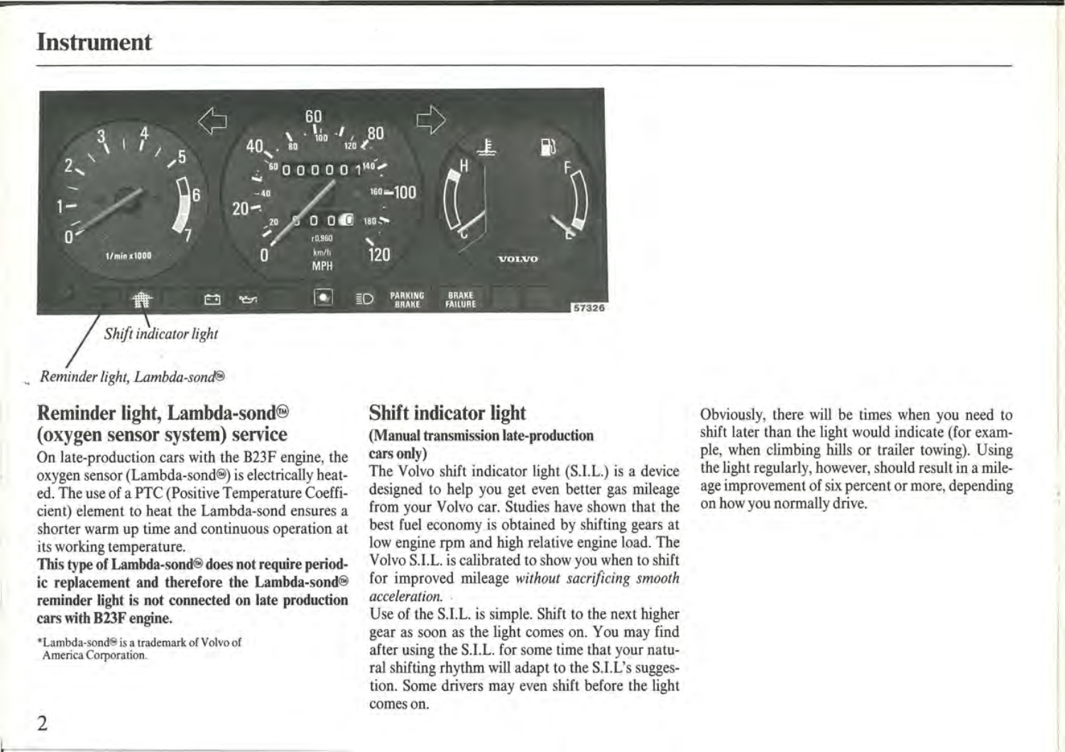# Instrument

*Shift indicator light*

*Reminder light, Lambda-sond®*

## Reminder light, Lambda-sond® (oxygen sensor system) service

On late-production cars with the B23F engine, the oxygen sensor (Lambda-sond®) is electrically heated. The use of a PTC (Positive Temperature Coefficient) element to heat the Lambda-sond ensures a shorter warm up time and continuous operation at its working temperature.

**This type of Lambda-sond® does not require periodic replacement and therefore the Lambda-sond® reminder light is not connected on late production cars with B23F engine.**

*Lambda-sond® is a trademark of Volvo of America Corporation.

## Shift indicator light

**(Manual transmission late-production cars only)**

The Volvo shift indicator light (S.I.L.) is a device designed to help you get even better gas mileage from your Volvo car. Studies have shown that the best fuel economy is obtained by shifting gears at low engine rpm and high relative engine load. The Volvo S.I.L. is calibrated to show you when to shift for improved mileage *without sacrificing smooth acceleration.*

Use of the S.I.L. is simple. Shift to the next higher gear as soon as the light comes on. You may find after using the S.I.L. for some time that your natural shifting rhythm will adapt to the S.I.L's suggestion. Some drivers may even shift before the light comes on.

Obviously, there will be times when you need to shift later than the light would indicate (for example, when climbing hills or trailer towing). Using the light regularly, however, should result in a mileage improvement of six percent or more, depending on how you normally drive.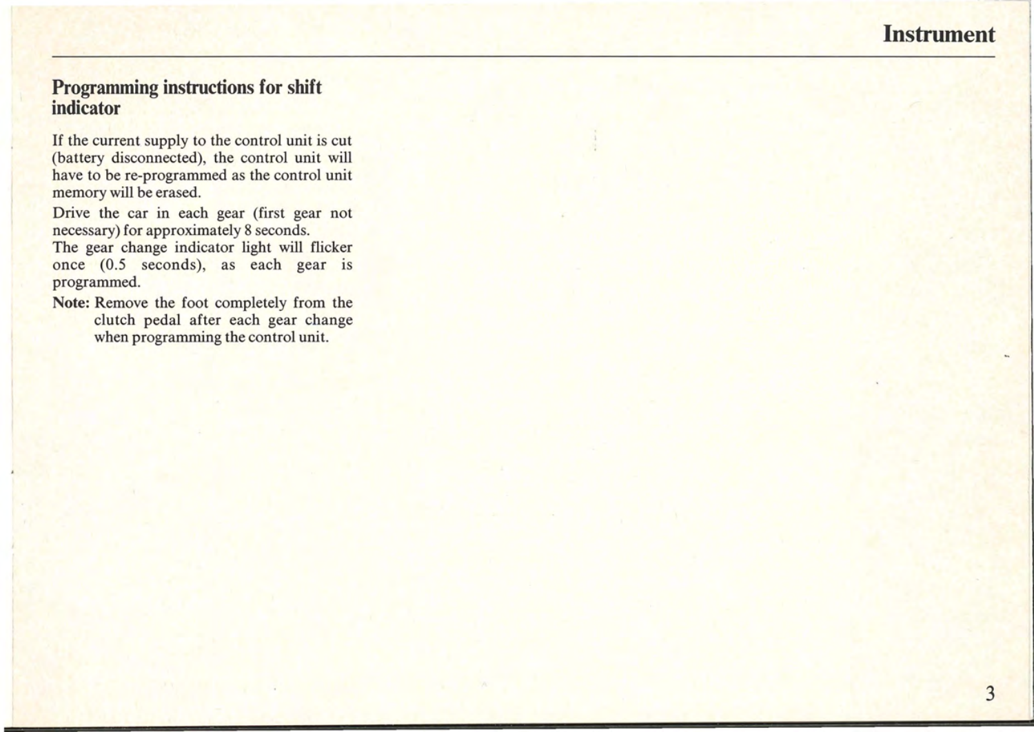## Programming instructions for shift indicator

If the current supply to the control unit is cut (battery disconnected), the control unit will have to be re-programmed as the control unit memory will be erased.

Drive the car in each gear (first gear not necessary) for approximately 8 seconds.
The gear change indicator light will flicker once (0.5 seconds), as each gear is programmed.

**Note:** Remove the foot completely from the clutch pedal after each gear change when programming the control unit.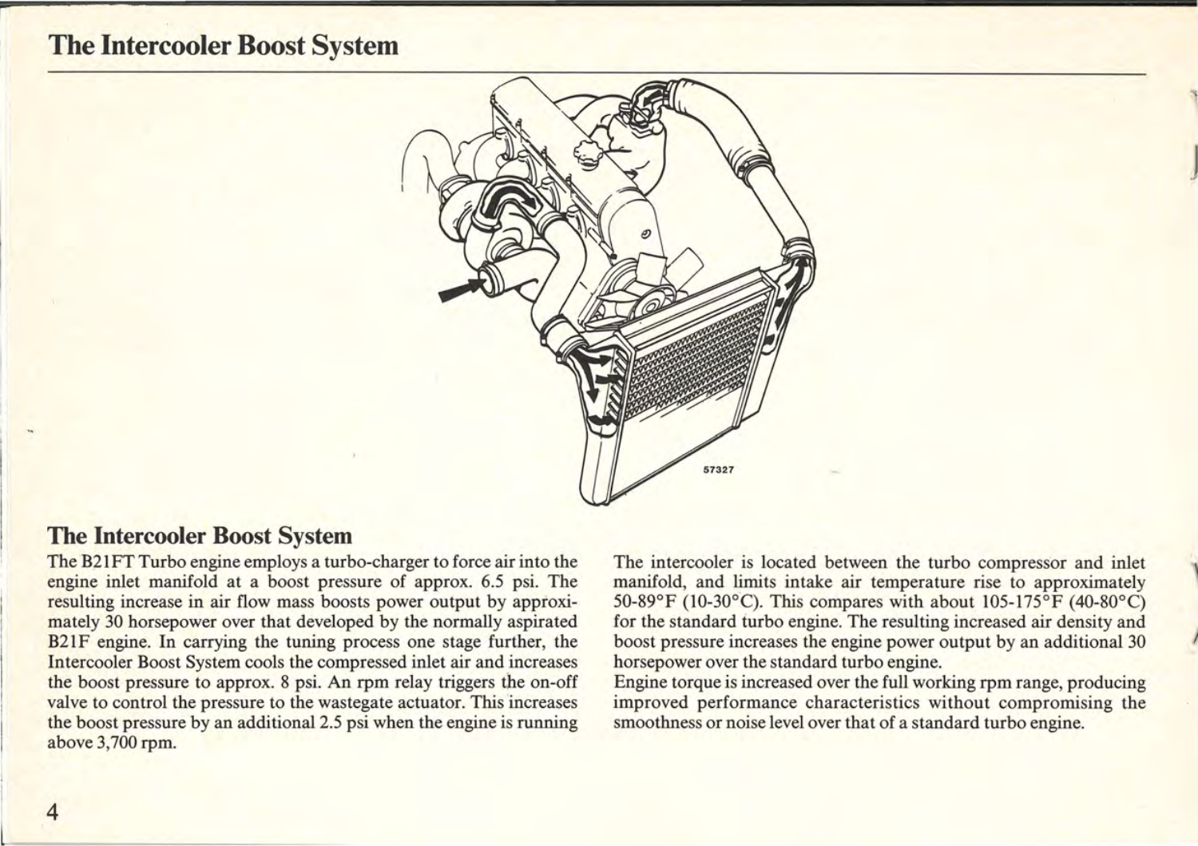# The Intercooler Boost System

57327

## The Intercooler Boost System

The B21FT Turbo engine employs a turbo-charger to force air into the engine inlet manifold at a boost pressure of approx. 6.5 psi. The resulting increase in air flow mass boosts power output by approximately 30 horsepower over that developed by the normally aspirated B21F engine. In carrying the tuning process one stage further, the Intercooler Boost System cools the compressed inlet air and increases the boost pressure to approx. 8 psi. An rpm relay triggers the on-off valve to control the pressure to the wastegate actuator. This increases the boost pressure by an additional 2.5 psi when the engine is running above 3,700 rpm.

The intercooler is located between the turbo compressor and inlet manifold, and limits intake air temperature rise to approximately 50-89°F (10-30°C). This compares with about 105-175°F (40-80°C) for the standard turbo engine. The resulting increased air density and boost pressure increases the engine power output by an additional 30 horsepower over the standard turbo engine.

Engine torque is increased over the full working rpm range, producing improved performance characteristics without compromising the smoothness or noise level over that of a standard turbo engine.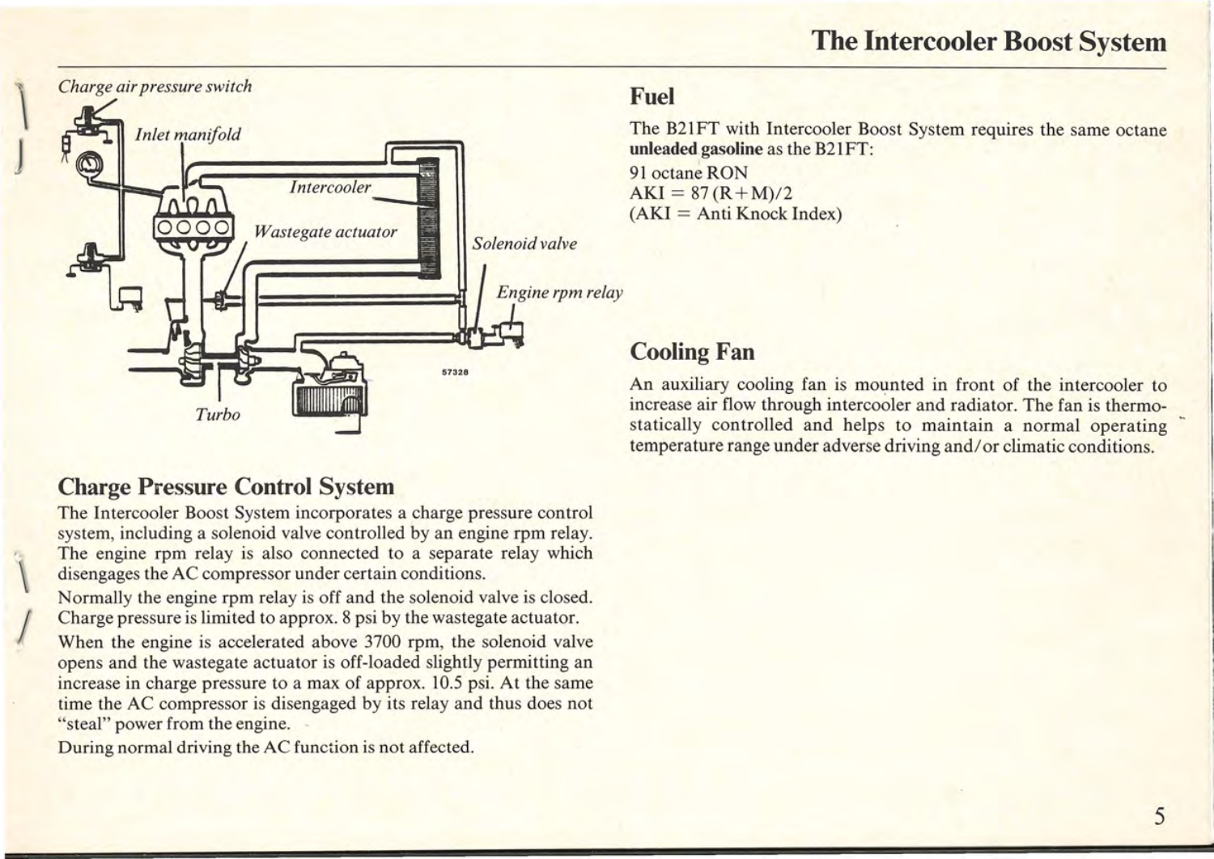## Charge Pressure Control System

The Intercooler Boost System incorporates a charge pressure control system, including a solenoid valve controlled by an engine rpm relay. The engine rpm relay is also connected to a separate relay which disengages the AC compressor under certain conditions.

Normally the engine rpm relay is off and the solenoid valve is closed. Charge pressure is limited to approx. 8 psi by the wastegate actuator.

When the engine is accelerated above 3700 rpm, the solenoid valve opens and the wastegate actuator is off-loaded slightly permitting an increase in charge pressure to a max of approx. 10.5 psi. At the same time the AC compressor is disengaged by its relay and thus does not "steal" power from the engine.

During normal driving the AC function is not affected.

## Fuel

The B21FT with Intercooler Boost System requires the same octane **unleaded gasoline** as the B21FT:

91 octane RON
AKI = 87 (R+M)/2
(AKI = Anti Knock Index)

## Cooling Fan

An auxiliary cooling fan is mounted in front of the intercooler to increase air flow through intercooler and radiator. The fan is thermostatically controlled and helps to maintain a normal operating temperature range under adverse driving and/or climatic conditions.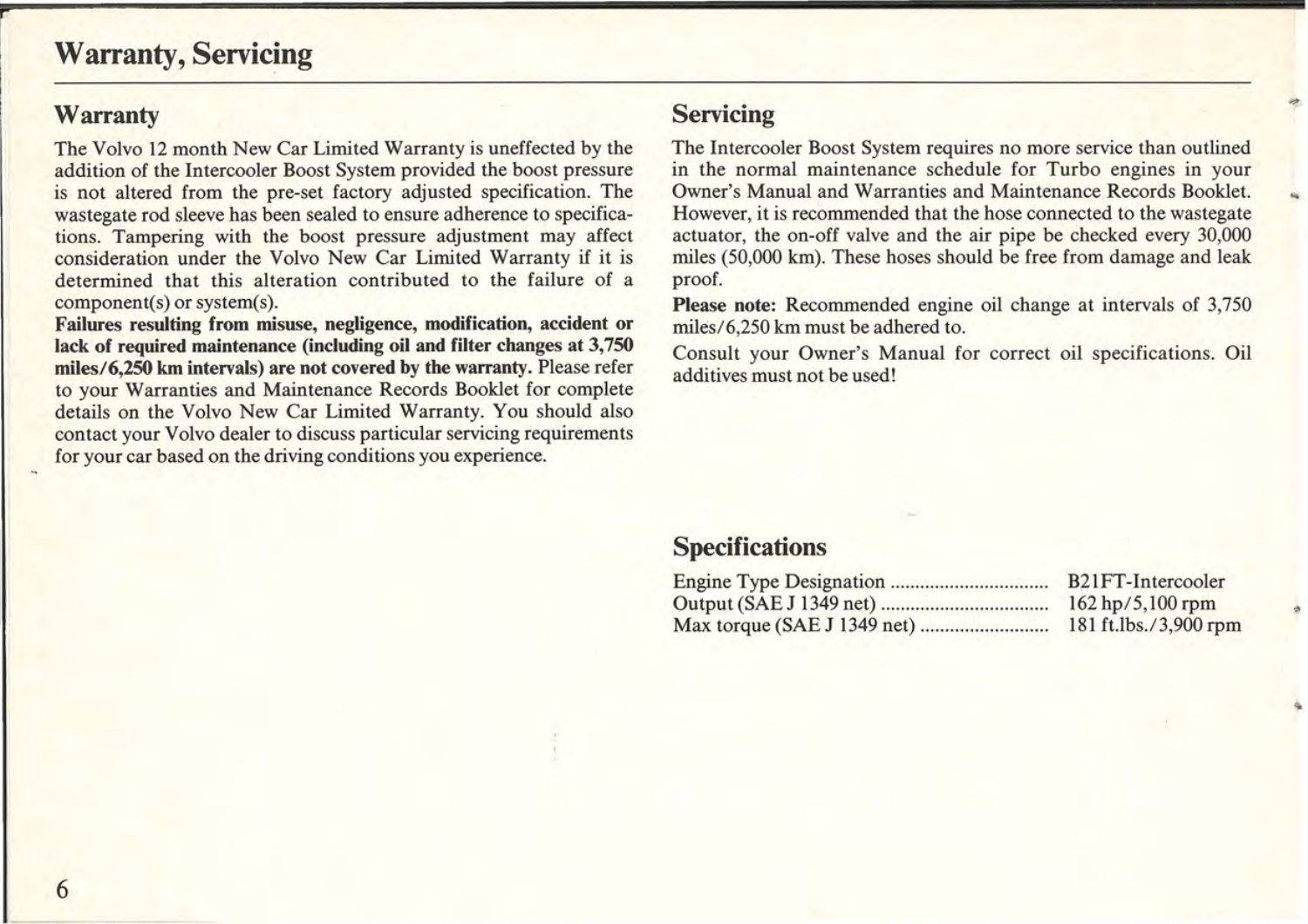# Warranty, Servicing

## Warranty

The Volvo 12 month New Car Limited Warranty is uneffected by the addition of the Intercooler Boost System provided the boost pressure is not altered from the pre-set factory adjusted specification. The wastegate rod sleeve has been sealed to ensure adherence to specifications. Tampering with the boost pressure adjustment may affect consideration under the Volvo New Car Limited Warranty if it is determined that this alteration contributed to the failure of a component(s) or system(s).

**Failures resulting from misuse, negligence, modification, accident or lack of required maintenance (including oil and filter changes at 3,750 miles/6,250 km intervals) are not covered by the warranty.** Please refer to your Warranties and Maintenance Records Booklet for complete details on the Volvo New Car Limited Warranty. You should also contact your Volvo dealer to discuss particular servicing requirements for your car based on the driving conditions you experience.

## Servicing

The Intercooler Boost System requires no more service than outlined in the normal maintenance schedule for Turbo engines in your Owner's Manual and Warranties and Maintenance Records Booklet. However, it is recommended that the hose connected to the wastegate actuator, the on-off valve and the air pipe be checked every 30,000 miles (50,000 km). These hoses should be free from damage and leak proof.

**Please note:** Recommended engine oil change at intervals of 3,750 miles/6,250 km must be adhered to.

Consult your Owner's Manual for correct oil specifications. Oil additives must not be used!

## Specifications

| | |
|---|---|
| Engine Type Designation | B21FT-Intercooler |
| Output (SAE J 1349 net) | 162 hp/5,100 rpm |
| Max torque (SAE J 1349 net) | 181 ft.lbs./3,900 rpm |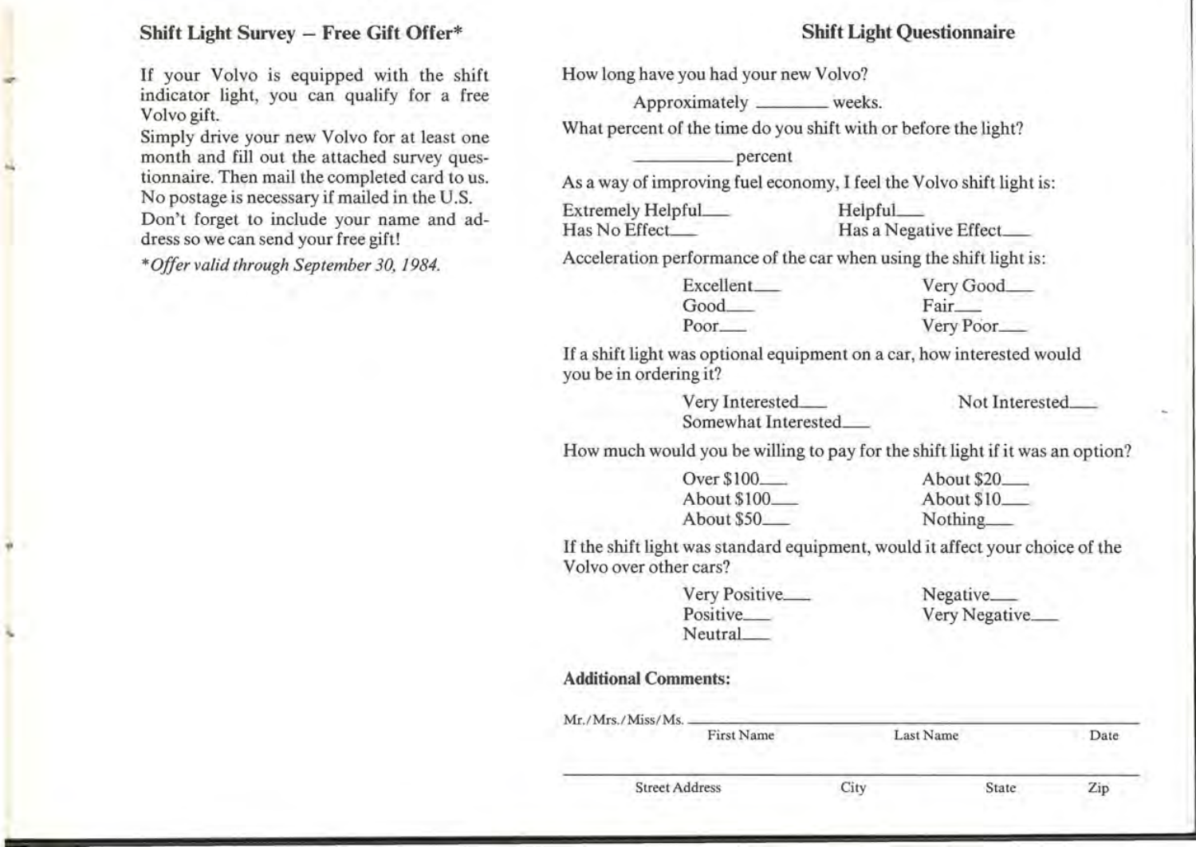## Shift Light Survey – Free Gift Offer*

If your Volvo is equipped with the shift indicator light, you can qualify for a free Volvo gift.

Simply drive your new Volvo for at least one month and fill out the attached survey questionnaire. Then mail the completed card to us. No postage is necessary if mailed in the U.S.

Don't forget to include your name and address so we can send your free gift!

**Offer valid through September 30, 1984.*

## Shift Light Questionnaire

How long have you had your new Volvo?

Approximately ______ weeks.

What percent of the time do you shift with or before the light?

________ percent

As a way of improving fuel economy, I feel the Volvo shift light is:

Extremely Helpful___ Helpful___
Has No Effect___ Has a Negative Effect___

Acceleration performance of the car when using the shift light is:

Excellent___ Very Good___
Good___ Fair___
Poor___ Very Poor___

If a shift light was optional equipment on a car, how interested would you be in ordering it?

Very Interested___ Not Interested___
Somewhat Interested___

How much would you be willing to pay for the shift light if it was an option?

Over $100___ About $20___
About $100___ About $10___
About $50___ Nothing___

If the shift light was standard equipment, would it affect your choice of the Volvo over other cars?

Very Positive___ Negative___
Positive___ Very Negative___
Neutral___

**Additional Comments:**

Mr./Mrs./Miss/Ms. ________________________________________
First Name Last Name Date

________________________________________
Street Address City State Zip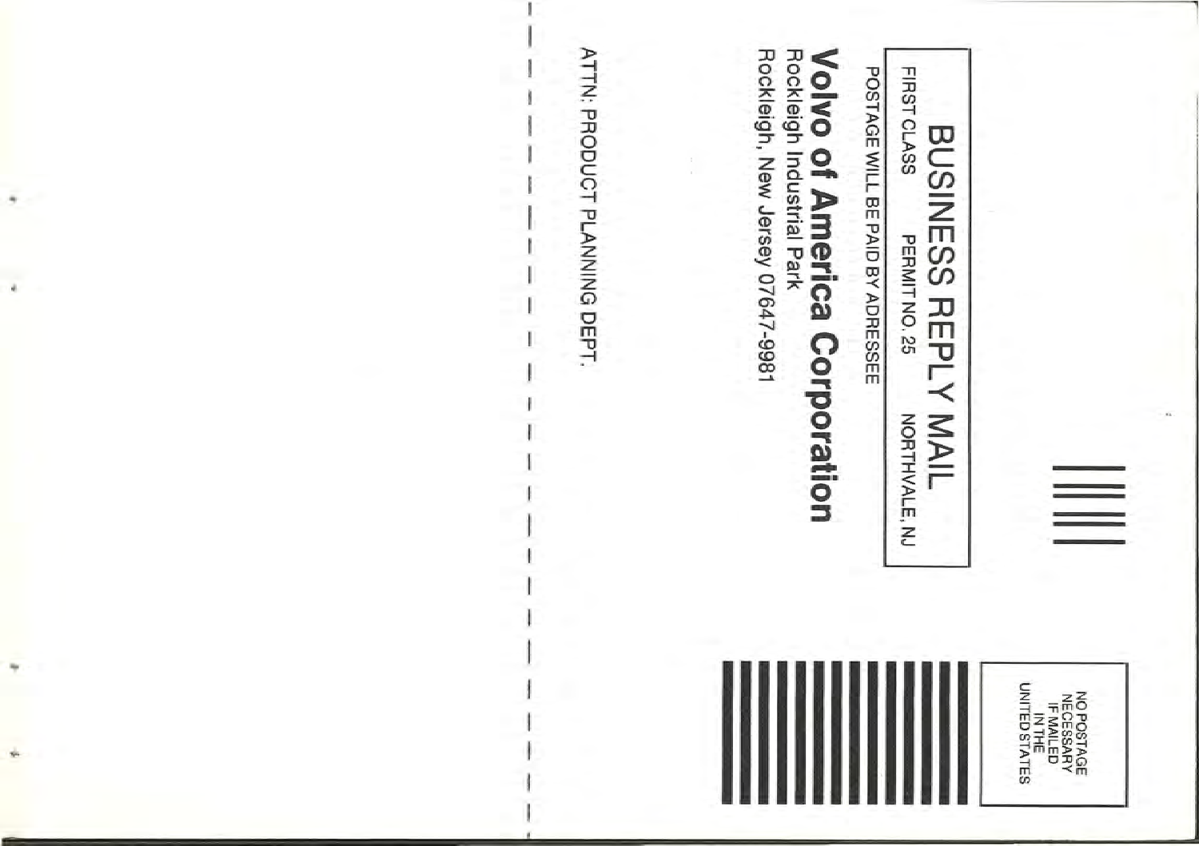NO POSTAGE
NECESSARY
IF MAILED
IN THE
UNITED STATES

# BUSINESS REPLY MAIL

FIRST CLASS PERMIT NO. 25 NORTHVALE, NJ

POSTAGE WILL BE PAID BY ADRESSEE

**Volvo of America Corporation**
Rockleigh Industrial Park
Rockleigh, New Jersey 07647-9981

ATTN: PRODUCT PLANNING DEPT.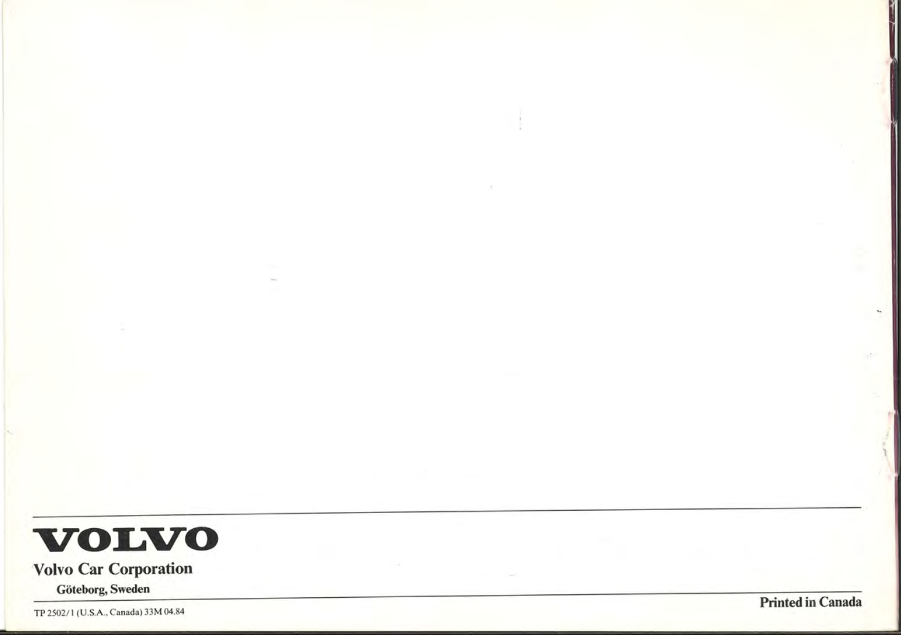**VOLVO**

**Volvo Car Corporation**

**Göteborg, Sweden**

TP 2502/1 (U.S.A., Canada) 33M 04.84

**Printed in Canada**